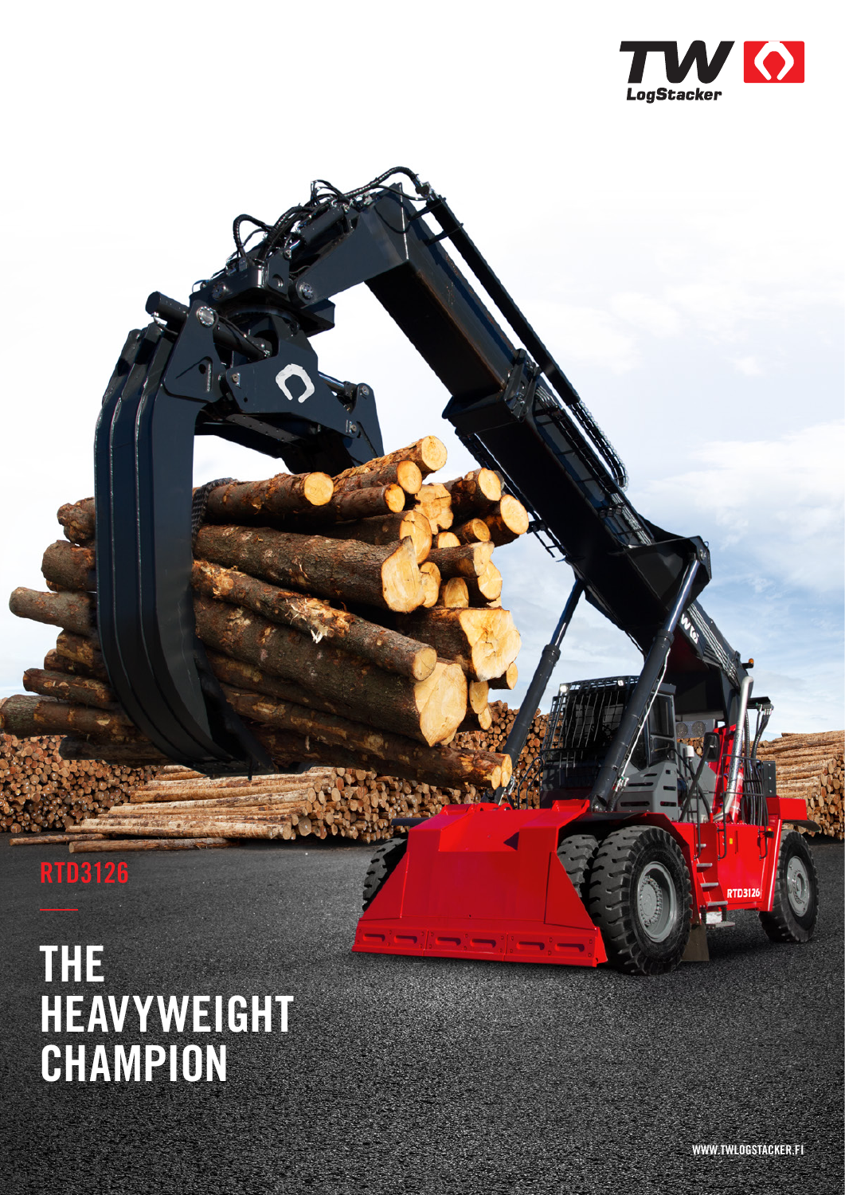TW LogStacker

RTD3126

# THE HEAVYWEIGHT CHAMPION

WWW.TWLOGSTACKER.FI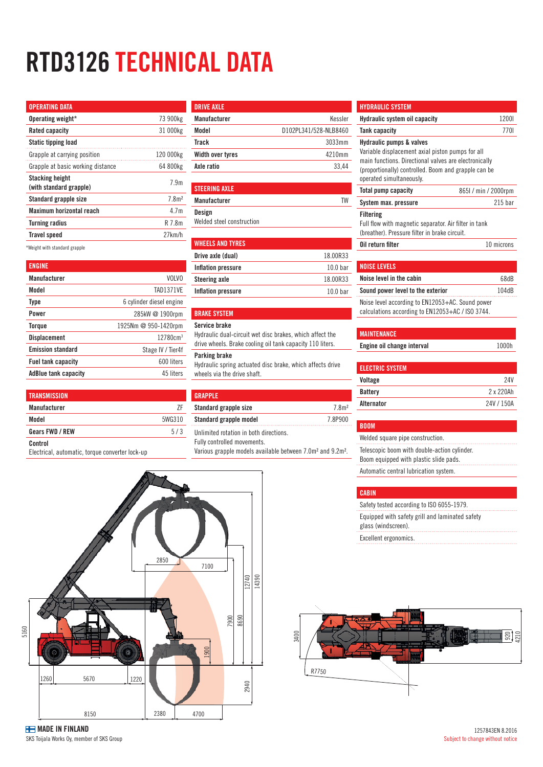# RTD3126 TECHNICAL DATA

## OPERATING DATA

| | |
|---|---|
| **Operating weight*** | 73 900kg |
| **Rated capacity** | 31 000kg |
| **Static tipping load** | |
| Grapple at carrying position | 120 000kg |
| Grapple at basic working distance | 64 800kg |
| **Stacking height (with standard grapple)** | 7.9m |
| **Standard grapple size** | 7.8m² |
| **Maximum horizontal reach** | 4.7m |
| **Turning radius** | R 7.8m |
| **Travel speed** | 27km/h |

*Weight with standard grapple

## ENGINE

| | |
|---|---|
| **Manufacturer** | VOLVO |
| **Model** | TAD1371VE |
| **Type** | 6 cylinder diesel engine |
| **Power** | 285kW @ 1900rpm |
| **Torque** | 1925Nm @ 950-1420rpm |
| **Displacement** | 12780cm³ |
| **Emission standard** | Stage IV / Tier4f |
| **Fuel tank capacity** | 600 liters |
| **AdBlue tank capacity** | 45 liters |

## TRANSMISSION

| | |
|---|---|
| **Manufacturer** | ZF |
| **Model** | 5WG310 |
| **Gears FWD / REW** | 5 / 3 |

**Control**
Electrical, automatic, torque converter lock-up

## DRIVE AXLE

| | |
|---|---|
| **Manufacturer** | Kessler |
| **Model** | D102PL341/528-NLB8460 |
| **Track** | 3033mm |
| **Width over tyres** | 4210mm |
| **Axle ratio** | 33,44 |

## STEERING AXLE

| | |
|---|---|
| **Manufacturer** | TW |

**Design**
Welded steel construction

## WHEELS AND TYRES

| | |
|---|---|
| **Drive axle (dual)** | 18.00R33 |
| **Inflation pressure** | 10.0 bar |
| **Steering axle** | 18.00R33 |
| **Inflation pressure** | 10.0 bar |

## BRAKE SYSTEM

**Service brake**
Hydraulic dual-circuit wet disc brakes, which affect the drive wheels. Brake cooling oil tank capacity 110 liters.

**Parking brake**
Hydraulic spring actuated disc brake, which affects drive wheels via the drive shaft.

## GRAPPLE

| | |
|---|---|
| **Standard grapple size** | 7.8m² |
| **Standard grapple model** | 7.8P900 |

Unlimited rotation in both directions.
Fully controlled movements.
Various grapple models available between 7.0m² and 9.2m².

## HYDRAULIC SYSTEM

| | |
|---|---|
| **Hydraulic system oil capacity** | 1200l |
| **Tank capacity** | 770l |

**Hydraulic pumps & valves**
Variable displacement axial piston pumps for all main functions. Directional valves are electronically (proportionally) controlled. Boom and grapple can be operated simultaneously.

| | |
|---|---|
| **Total pump capacity** | 865l / min / 2000rpm |
| **System max. pressure** | 215 bar |

**Filtering**
Full flow with magnetic separator. Air filter in tank (breather). Pressure filter in brake circuit.

| | |
|---|---|
| **Oil return filter** | 10 microns |

## NOISE LEVELS

| | |
|---|---|
| **Noise level in the cabin** | 68dB |
| **Sound power level to the exterior** | 104dB |

Noise level according to EN12053+AC. Sound power calculations according to EN12053+AC / ISO 3744.

## MAINTENANCE

| | |
|---|---|
| **Engine oil change interval** | 1000h |

## ELECTRIC SYSTEM

| | |
|---|---|
| **Voltage** | 24V |
| **Battery** | 2 x 220Ah |
| **Alternator** | 24V / 150A |

## BOOM

Welded square pipe construction.

Telescopic boom with double-action cylinder. Boom equipped with plastic slide pads.

Automatic central lubrication system.

## CABIN

Safety tested according to ISO 6055-1979.

Equipped with safety grill and laminated safety glass (windscreen).

Excellent ergonomics.

5160
2850
7100
12740
14390
7900
8690
1900
2940
1260
5670
1220
8150
2380
4700

3400
R7750
920
4210

MADE IN FINLAND
SKS Toijala Works Oy, member of SKS Group

1257843EN 8.2016
Subject to change without notice